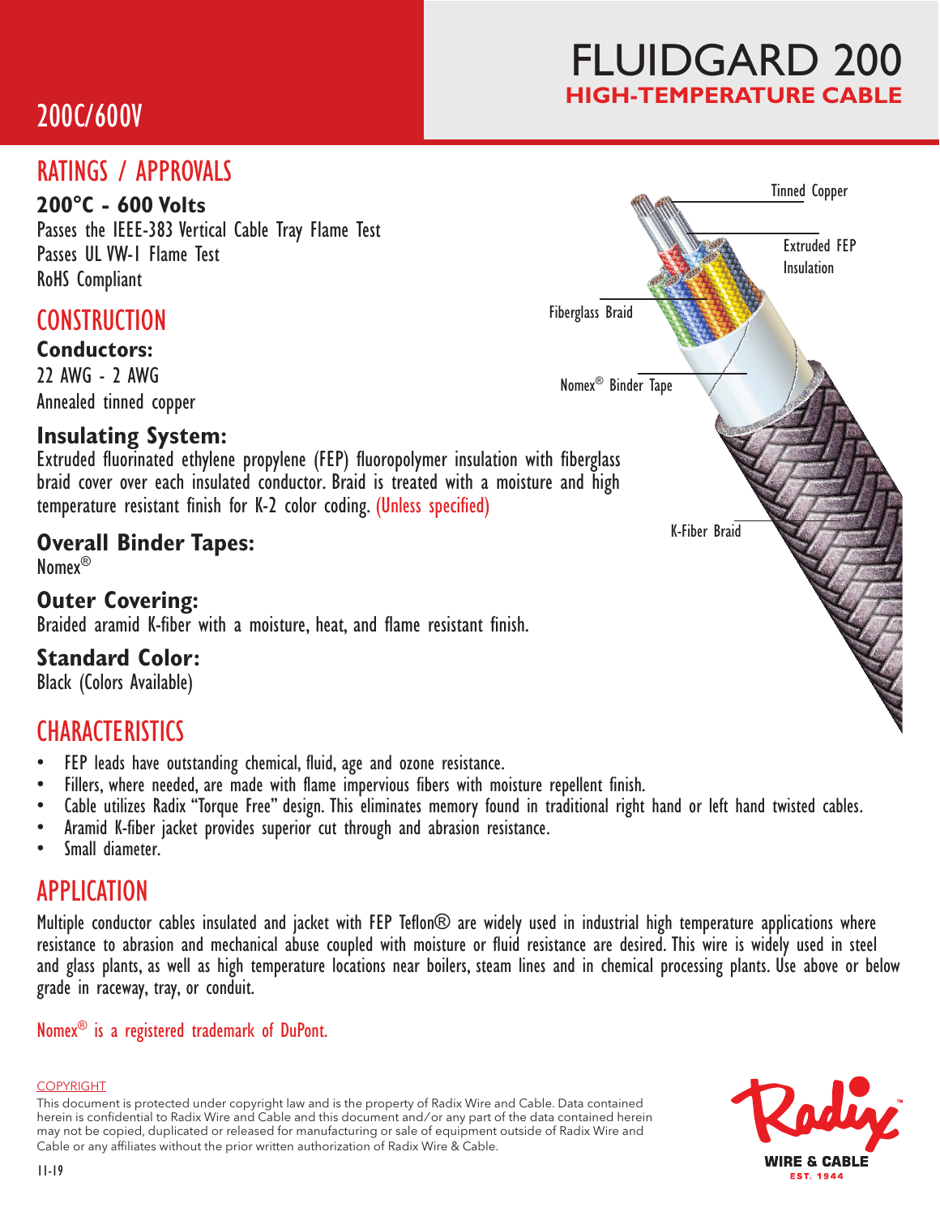# FLUIDGARD 200

## HIGH-TEMPERATURE CABLE

200C/600V

## RATINGS / APPROVALS

**200°C - 600 Volts**
Passes the IEEE-383 Vertical Cable Tray Flame Test
Passes UL VW-1 Flame Test
RoHS Compliant

## CONSTRUCTION

### Conductors:

22 AWG - 2 AWG
Annealed tinned copper

### Insulating System:

Extruded fluorinated ethylene propylene (FEP) fluoropolymer insulation with fiberglass braid cover over each insulated conductor. Braid is treated with a moisture and high temperature resistant finish for K-2 color coding. (Unless specified)

### Overall Binder Tapes:

Nomex®

### Outer Covering:

Braided aramid K-fiber with a moisture, heat, and flame resistant finish.

### Standard Color:

Black (Colors Available)

Tinned Copper
Extruded FEP Insulation
Fiberglass Braid
Nomex® Binder Tape
K-Fiber Braid

## CHARACTERISTICS

- FEP leads have outstanding chemical, fluid, age and ozone resistance.
- Fillers, where needed, are made with flame impervious fibers with moisture repellent finish.
- Cable utilizes Radix "Torque Free" design. This eliminates memory found in traditional right hand or left hand twisted cables.
- Aramid K-fiber jacket provides superior cut through and abrasion resistance.
- Small diameter.

## APPLICATION

Multiple conductor cables insulated and jacket with FEP Teflon® are widely used in industrial high temperature applications where resistance to abrasion and mechanical abuse coupled with moisture or fluid resistance are desired. This wire is widely used in steel and glass plants, as well as high temperature locations near boilers, steam lines and in chemical processing plants. Use above or below grade in raceway, tray, or conduit.

Nomex® is a registered trademark of DuPont.

COPYRIGHT
This document is protected under copyright law and is the property of Radix Wire and Cable. Data contained herein is confidential to Radix Wire and Cable and this document and/or any part of the data contained herein may not be copied, duplicated or released for manufacturing or sale of equipment outside of Radix Wire and Cable or any affiliates without the prior written authorization of Radix Wire & Cable.

11-19

Radix WIRE & CABLE EST. 1944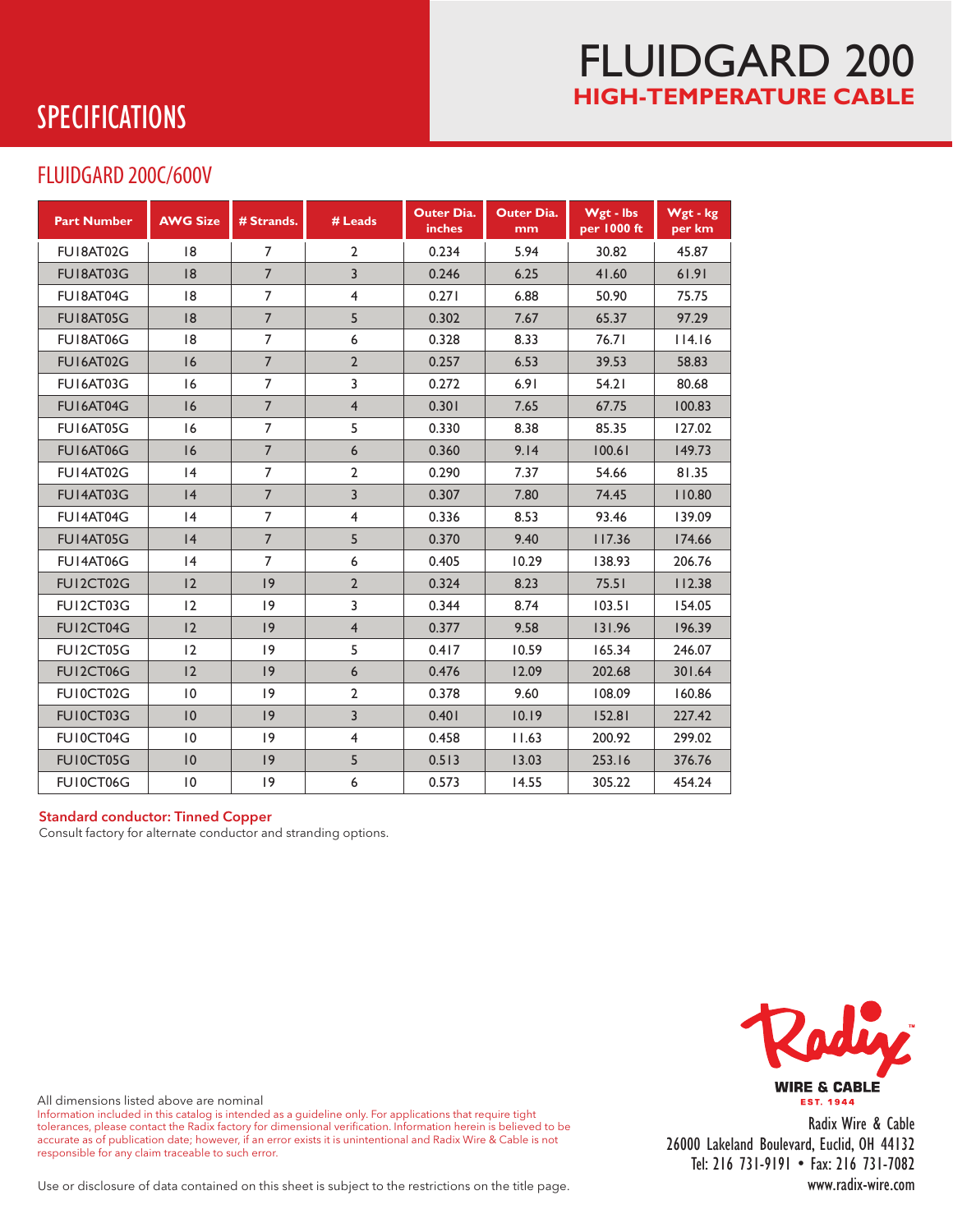# SPECIFICATIONS

# FLUIDGARD 200
## HIGH-TEMPERATURE CABLE

## FLUIDGARD 200C/600V

| Part Number | AWG Size | # Strands. | # Leads | Outer Dia. inches | Outer Dia. mm | Wgt - lbs per 1000 ft | Wgt - kg per km |
|---|---|---|---|---|---|---|---|
| FU18AT02G | 18 | 7 | 2 | 0.234 | 5.94 | 30.82 | 45.87 |
| FU18AT03G | 18 | 7 | 3 | 0.246 | 6.25 | 41.60 | 61.91 |
| FU18AT04G | 18 | 7 | 4 | 0.271 | 6.88 | 50.90 | 75.75 |
| FU18AT05G | 18 | 7 | 5 | 0.302 | 7.67 | 65.37 | 97.29 |
| FU18AT06G | 18 | 7 | 6 | 0.328 | 8.33 | 76.71 | 114.16 |
| FU16AT02G | 16 | 7 | 2 | 0.257 | 6.53 | 39.53 | 58.83 |
| FU16AT03G | 16 | 7 | 3 | 0.272 | 6.91 | 54.21 | 80.68 |
| FU16AT04G | 16 | 7 | 4 | 0.301 | 7.65 | 67.75 | 100.83 |
| FU16AT05G | 16 | 7 | 5 | 0.330 | 8.38 | 85.35 | 127.02 |
| FU16AT06G | 16 | 7 | 6 | 0.360 | 9.14 | 100.61 | 149.73 |
| FU14AT02G | 14 | 7 | 2 | 0.290 | 7.37 | 54.66 | 81.35 |
| FU14AT03G | 14 | 7 | 3 | 0.307 | 7.80 | 74.45 | 110.80 |
| FU14AT04G | 14 | 7 | 4 | 0.336 | 8.53 | 93.46 | 139.09 |
| FU14AT05G | 14 | 7 | 5 | 0.370 | 9.40 | 117.36 | 174.66 |
| FU14AT06G | 14 | 7 | 6 | 0.405 | 10.29 | 138.93 | 206.76 |
| FU12CT02G | 12 | 19 | 2 | 0.324 | 8.23 | 75.51 | 112.38 |
| FU12CT03G | 12 | 19 | 3 | 0.344 | 8.74 | 103.51 | 154.05 |
| FU12CT04G | 12 | 19 | 4 | 0.377 | 9.58 | 131.96 | 196.39 |
| FU12CT05G | 12 | 19 | 5 | 0.417 | 10.59 | 165.34 | 246.07 |
| FU12CT06G | 12 | 19 | 6 | 0.476 | 12.09 | 202.68 | 301.64 |
| FU10CT02G | 10 | 19 | 2 | 0.378 | 9.60 | 108.09 | 160.86 |
| FU10CT03G | 10 | 19 | 3 | 0.401 | 10.19 | 152.81 | 227.42 |
| FU10CT04G | 10 | 19 | 4 | 0.458 | 11.63 | 200.92 | 299.02 |
| FU10CT05G | 10 | 19 | 5 | 0.513 | 13.03 | 253.16 | 376.76 |
| FU10CT06G | 10 | 19 | 6 | 0.573 | 14.55 | 305.22 | 454.24 |

**Standard conductor: Tinned Copper**

Consult factory for alternate conductor and stranding options.

All dimensions listed above are nominal

Information included in this catalog is intended as a guideline only. For applications that require tight tolerances, please contact the Radix factory for dimensional verification. Information herein is believed to be accurate as of publication date; however, if an error exists it is unintentional and Radix Wire & Cable is not responsible for any claim traceable to such error.

Use or disclosure of data contained on this sheet is subject to the restrictions on the title page.

Radix™ WIRE & CABLE EST. 1944

Radix Wire & Cable
26000 Lakeland Boulevard, Euclid, OH 44132
Tel: 216 731-9191 • Fax: 216 731-7082
www.radix-wire.com